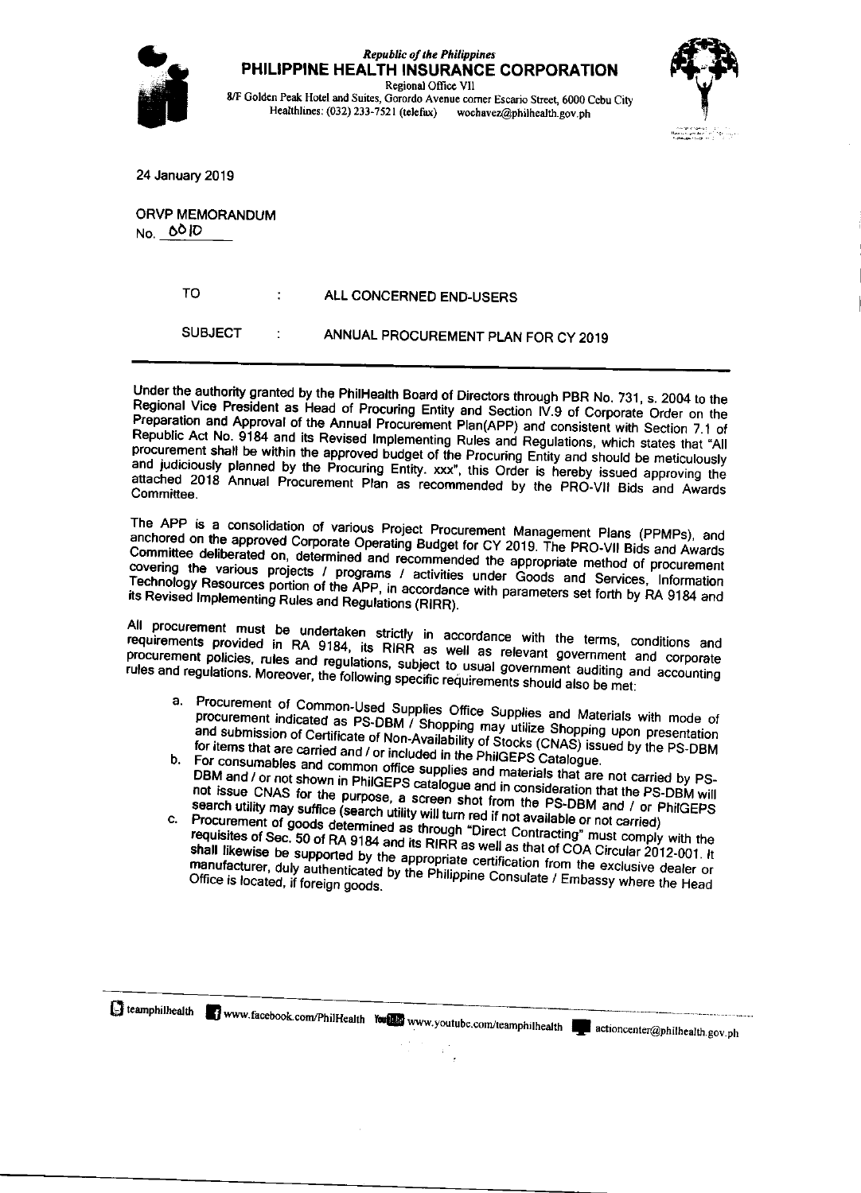*Republic of the Philippines*
**PHILIPPINE HEALTH INSURANCE CORPORATION**
Regional Office VII
8/F Golden Peak Hotel and Suites, Gorordo Avenue corner Escario Street, 6000 Cebu City
Healthlines: (032) 233-7521 (telefax) wochavez@philhealth.gov.ph

24 January 2019

ORVP MEMORANDUM
No. 0010

TO : ALL CONCERNED END-USERS

SUBJECT : ANNUAL PROCUREMENT PLAN FOR CY 2019

---

Under the authority granted by the PhilHealth Board of Directors through PBR No. 731, s. 2004 to the Regional Vice President as Head of Procuring Entity and Section IV.9 of Corporate Order on the Preparation and Approval of the Annual Procurement Plan(APP) and consistent with Section 7.1 of Republic Act No. 9184 and its Revised Implementing Rules and Regulations, which states that "All procurement shall be within the approved budget of the Procuring Entity and should be meticulously and judiciously planned by the Procuring Entity. xxx", this Order is hereby issued approving the attached 2018 Annual Procurement Plan as recommended by the PRO-VII Bids and Awards Committee.

The APP is a consolidation of various Project Procurement Management Plans (PPMPs), and anchored on the approved Corporate Operating Budget for CY 2019. The PRO-VII Bids and Awards Committee deliberated on, determined and recommended the appropriate method of procurement covering the various projects / programs / activities under Goods and Services, Information Technology Resources portion of the APP, in accordance with parameters set forth by RA 9184 and its Revised Implementing Rules and Regulations (RIRR).

All procurement must be undertaken strictly in accordance with the terms, conditions and requirements provided in RA 9184, its RIRR as well as relevant government and corporate procurement policies, rules and regulations, subject to usual government auditing and accounting rules and regulations. Moreover, the following specific requirements should also be met:

a. Procurement of Common-Used Supplies Office Supplies and Materials with mode of procurement indicated as PS-DBM / Shopping may utilize Shopping upon presentation and submission of Certificate of Non-Availability of Stocks (CNAS) issued by the PS-DBM for items that are carried and / or included in the PhilGEPS Catalogue.
b. For consumables and common office supplies and materials that are not carried by PS-DBM and / or not shown in PhilGEPS catalogue and in consideration that the PS-DBM will not issue CNAS for the purpose, a screen shot from the PS-DBM and / or PhilGEPS search utility may suffice (search utility will turn red if not available or not carried)
c. Procurement of goods determined as through "Direct Contracting" must comply with the requisites of Sec. 50 of RA 9184 and its RIRR as well as that of COA Circular 2012-001. It shall likewise be supported by the appropriate certification from the exclusive dealer or manufacturer, duly authenticated by the Philippine Consulate / Embassy where the Head Office is located, if foreign goods.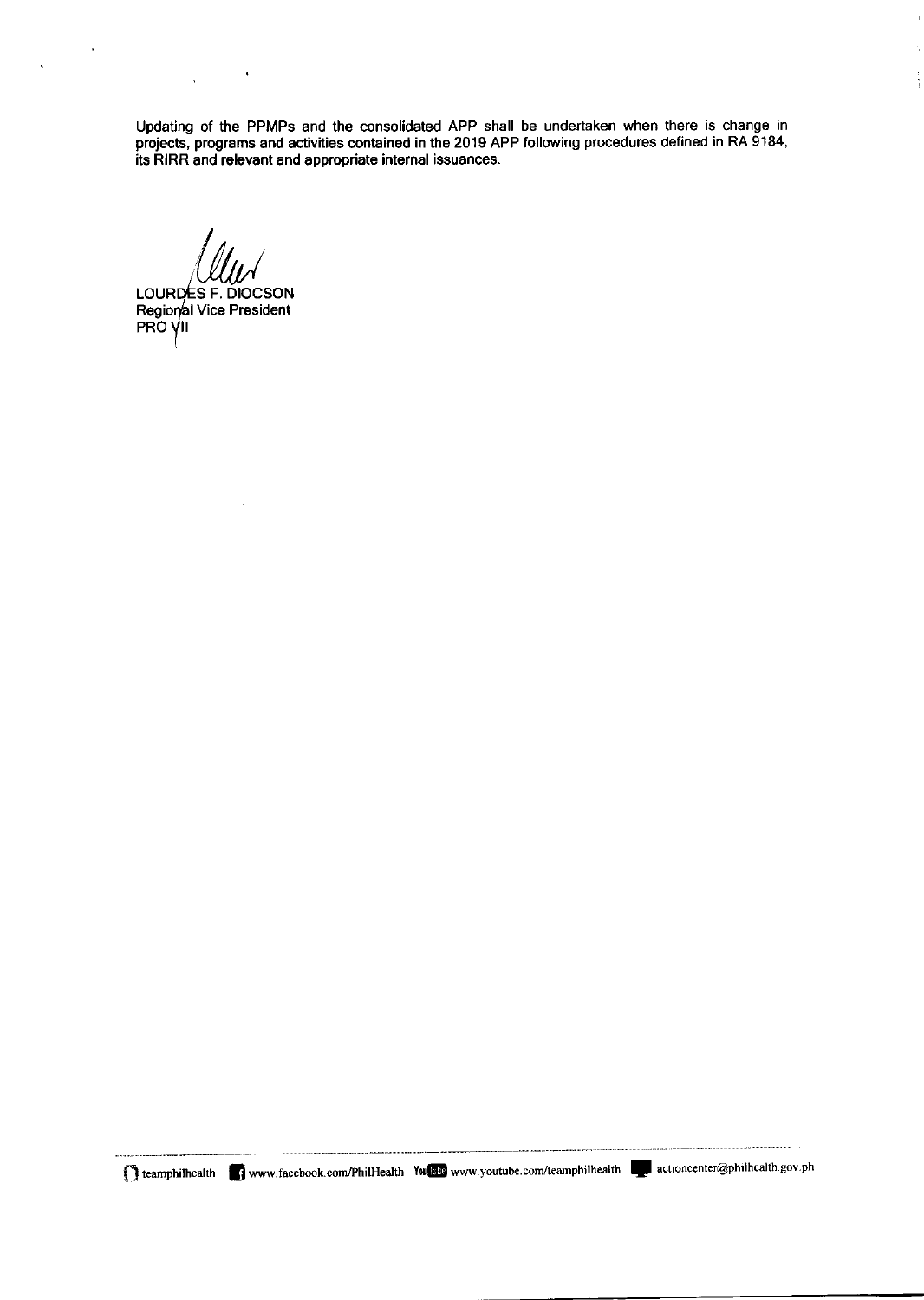Updating of the PPMPs and the consolidated APP shall be undertaken when there is change in projects, programs and activities contained in the 2019 APP following procedures defined in RA 9184, its RIRR and relevant and appropriate internal issuances.

LOURDES F. DIOCSON
Regional Vice President
PRO VII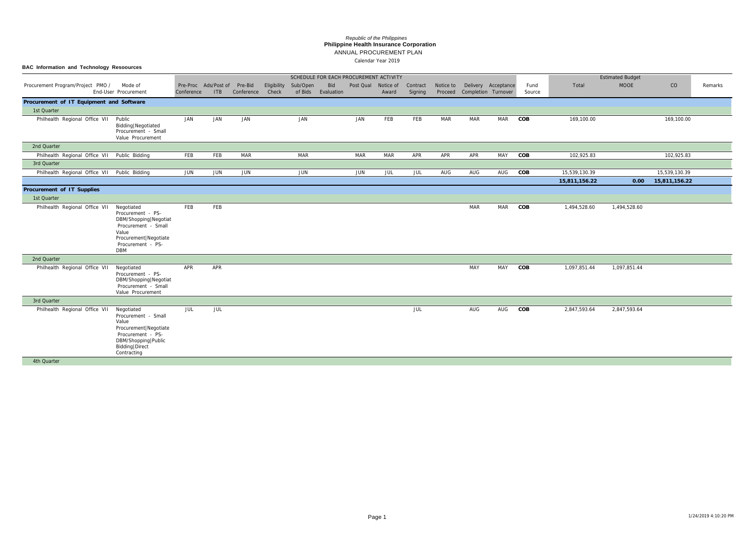*Republic of the Philippines*
**Philippine Health Insurance Corporation**
ANNUAL PROCUREMENT PLAN
Calendar Year 2019

**BAC Information and Technology Resoources**

| Procurement Program/Project PMO / End-User | Mode of Procurement | SCHEDULE FOR EACH PROCUREMENT ACTIVITY | | | | | | | | | | | | Fund Source | Estimated Budget | | | Remarks |
|---|---|---|---|---|---|---|---|---|---|---|---|---|---|---|---|---|---|---|
| | | Pre-Proc Conference | Ads/Post of ITB | Pre-Bid Conference | Eligibility Check | Sub/Open of Bids | Bid Evaluation | Post Qual | Notice of Award | Contract Signing | Notice to Proceed | Delivery Completion | Acceptance Turnover | | Total | MOOE | CO | |
| **Procurement of IT Equipment and Software** | | | | | | | | | | | | | | | | | | |
| 1st Quarter | | | | | | | | | | | | | | | | | | |
| Philhealth Regional Office VII | Public Bidding\|Negotiated Procurement - Small Value Procurement | JAN | JAN | JAN | | JAN | | JAN | FEB | FEB | MAR | MAR | MAR | **COB** | 169,100.00 | | 169,100.00 | |
| 2nd Quarter | | | | | | | | | | | | | | | | | | |
| Philhealth Regional Office VII | Public Bidding | FEB | FEB | MAR | | MAR | | MAR | MAR | APR | APR | APR | MAY | **COB** | 102,925.83 | | 102,925.83 | |
| 3rd Quarter | | | | | | | | | | | | | | | | | | |
| Philhealth Regional Office VII | Public Bidding | JUN | JUN | JUN | | JUN | | JUN | JUL | JUL | AUG | AUG | AUG | **COB** | 15,539,130.39 | | 15,539,130.39 | |
| | | | | | | | | | | | | | | | **15,811,156.22** | **0.00** | **15,811,156.22** | |
| **Procurement of IT Supplies** | | | | | | | | | | | | | | | | | | |
| 1st Quarter | | | | | | | | | | | | | | | | | | |
| Philhealth Regional Office VII | Negotiated Procurement - PS-DBM/Shopping\|Negotiat Procurement - Small Value Procurement\|Negotiate Procurement - PS-DBM | FEB | FEB | | | | | | | | | MAR | MAR | **COB** | 1,494,528.60 | 1,494,528.60 | | |
| 2nd Quarter | | | | | | | | | | | | | | | | | | |
| Philhealth Regional Office VII | Negotiated Procurement - PS-DBM/Shopping\|Negotiat Procurement - Small Value Procurement | APR | APR | | | | | | | | | MAY | MAY | **COB** | 1,097,851.44 | 1,097,851.44 | | |
| 3rd Quarter | | | | | | | | | | | | | | | | | | |
| Philhealth Regional Office VII | Negotiated Procurement - Small Value Procurement\|Negotiate Procurement - PS-DBM/Shopping\|Public Bidding\|Direct Contracting | JUL | JUL | | | | | | | JUL | | AUG | AUG | **COB** | 2,847,593.64 | 2,847,593.64 | | |
| 4th Quarter | | | | | | | | | | | | | | | | | | |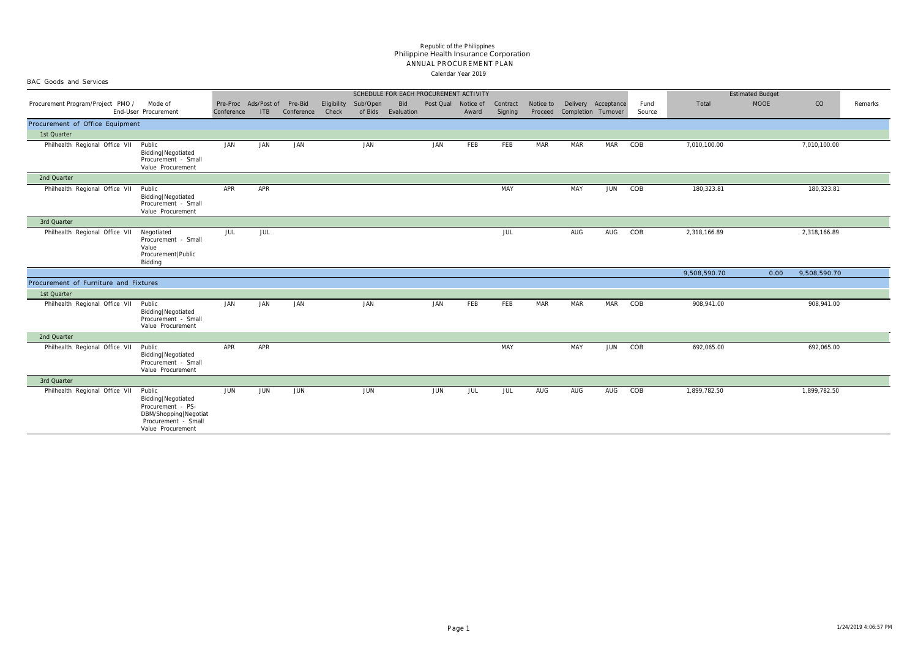Republic of the Philippines
Philippine Health Insurance Corporation
ANNUAL PROCUREMENT PLAN
Calendar Year 2019

BAC Goods and Services

| Procurement Program/Project PMO / End-User | Mode of Procurement | Pre-Proc Conference | Ads/Post of ITB | Pre-Bid Conference | Eligibility Check | Sub/Open of Bids | Bid Evaluation | Post Qual | Notice of Award | Contract Signing | Notice to Proceed | Delivery Completion | Acceptance Turnover | Fund Source | Total | MOOE | CO | Remarks |
|---|---|---|---|---|---|---|---|---|---|---|---|---|---|---|---|---|---|---|
| **Procurement of Office Equipment** | | | | | | | | | | | | | | | | | | |
| 1st Quarter | | | | | | | | | | | | | | | | | | |
| Philhealth Regional Office VII | Public Bidding\|Negotiated Procurement - Small Value Procurement | JAN | JAN | JAN | | JAN | | JAN | FEB | FEB | MAR | MAR | MAR | COB | 7,010,100.00 | | 7,010,100.00 | |
| 2nd Quarter | | | | | | | | | | | | | | | | | | |
| Philhealth Regional Office VII | Public Bidding\|Negotiated Procurement - Small Value Procurement | APR | APR | | | | | | | MAY | | MAY | JUN | COB | 180,323.81 | | 180,323.81 | |
| 3rd Quarter | | | | | | | | | | | | | | | | | | |
| Philhealth Regional Office VII | Negotiated Procurement - Small Value Procurement\|Public Bidding | JUL | JUL | | | | | | | JUL | | AUG | AUG | COB | 2,318,166.89 | | 2,318,166.89 | |
| | | | | | | | | | | | | | | | 9,508,590.70 | 0.00 | 9,508,590.70 | |
| **Procurement of Furniture and Fixtures** | | | | | | | | | | | | | | | | | | |
| 1st Quarter | | | | | | | | | | | | | | | | | | |
| Philhealth Regional Office VII | Public Bidding\|Negotiated Procurement - Small Value Procurement | JAN | JAN | JAN | | JAN | | JAN | FEB | FEB | MAR | MAR | MAR | COB | 908,941.00 | | 908,941.00 | |
| 2nd Quarter | | | | | | | | | | | | | | | | | | |
| Philhealth Regional Office VII | Public Bidding\|Negotiated Procurement - Small Value Procurement | APR | APR | | | | | | | MAY | | MAY | JUN | COB | 692,065.00 | | 692,065.00 | |
| 3rd Quarter | | | | | | | | | | | | | | | | | | |
| Philhealth Regional Office VII | Public Bidding\|Negotiated Procurement - PS-DBM/Shopping\|Negotiat Procurement - Small Value Procurement | JUN | JUN | JUN | | JUN | | JUN | JUL | JUL | AUG | AUG | AUG | COB | 1,899,782.50 | | 1,899,782.50 | |

1/24/2019 4:06:57 PM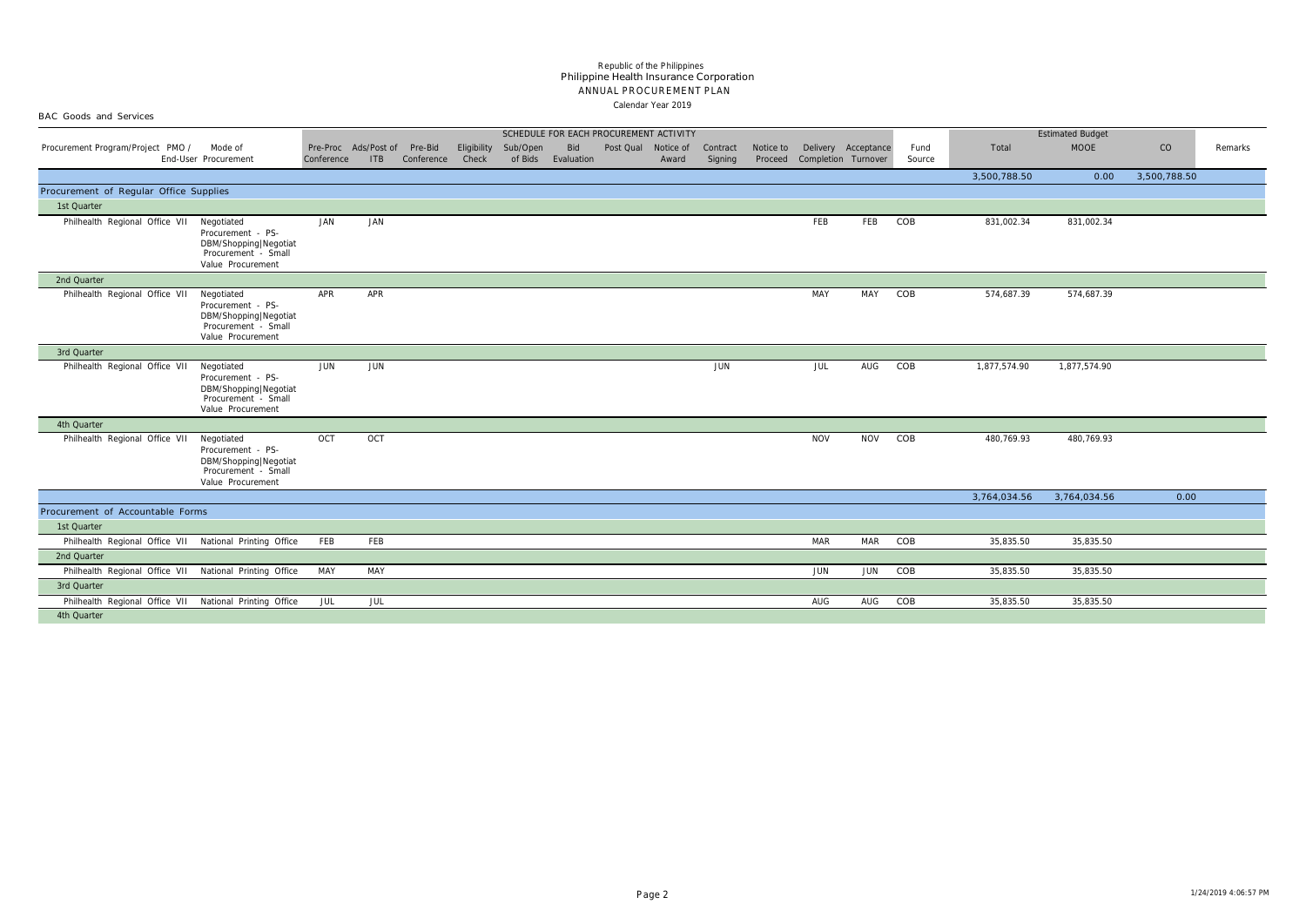Republic of the Philippines
Philippine Health Insurance Corporation
ANNUAL PROCUREMENT PLAN
Calendar Year 2019

BAC Goods and Services

| Procurement Program/Project | PMO / End-User | Mode of Procurement | Pre-Proc Conference | Ads/Post of ITB | Pre-Bid Conference | Eligibility Check | Sub/Open of Bids | Bid Evaluation | Post Qual | Notice of Award | Contract Signing | Notice to Proceed | Delivery Completion | Acceptance Turnover | Fund Source | Total | MOOE | CO | Remarks |
|---|---|---|---|---|---|---|---|---|---|---|---|---|---|---|---|---|---|---|---|
| | | | SCHEDULE FOR EACH PROCUREMENT ACTIVITY | | | | | | | | | | | | | Estimated Budget | | | |
| | | | | | | | | | | | | | | | | 3,500,788.50 | 0.00 | 3,500,788.50 | |
| **Procurement of Regular Office Supplies** | | | | | | | | | | | | | | | | | | | |
| 1st Quarter | | | | | | | | | | | | | | | | | | | |
| Philhealth Regional Office VII | | Negotiated Procurement - PS-DBM/Shopping\|Negotiat Procurement - Small Value Procurement | JAN | JAN | | | | | | | | | FEB | FEB | COB | 831,002.34 | 831,002.34 | | |
| 2nd Quarter | | | | | | | | | | | | | | | | | | | |
| Philhealth Regional Office VII | | Negotiated Procurement - PS-DBM/Shopping\|Negotiat Procurement - Small Value Procurement | APR | APR | | | | | | | | | MAY | MAY | COB | 574,687.39 | 574,687.39 | | |
| 3rd Quarter | | | | | | | | | | | | | | | | | | | |
| Philhealth Regional Office VII | | Negotiated Procurement - PS-DBM/Shopping\|Negotiat Procurement - Small Value Procurement | JUN | JUN | | | | | | | JUN | | JUL | AUG | COB | 1,877,574.90 | 1,877,574.90 | | |
| 4th Quarter | | | | | | | | | | | | | | | | | | | |
| Philhealth Regional Office VII | | Negotiated Procurement - PS-DBM/Shopping\|Negotiat Procurement - Small Value Procurement | OCT | OCT | | | | | | | | | NOV | NOV | COB | 480,769.93 | 480,769.93 | | |
| | | | | | | | | | | | | | | | | 3,764,034.56 | 3,764,034.56 | 0.00 | |
| **Procurement of Accountable Forms** | | | | | | | | | | | | | | | | | | | |
| 1st Quarter | | | | | | | | | | | | | | | | | | | |
| Philhealth Regional Office VII | | National Printing Office | FEB | FEB | | | | | | | | | MAR | MAR | COB | 35,835.50 | 35,835.50 | | |
| 2nd Quarter | | | | | | | | | | | | | | | | | | | |
| Philhealth Regional Office VII | | National Printing Office | MAY | MAY | | | | | | | | | JUN | JUN | COB | 35,835.50 | 35,835.50 | | |
| 3rd Quarter | | | | | | | | | | | | | | | | | | | |
| Philhealth Regional Office VII | | National Printing Office | JUL | JUL | | | | | | | | | AUG | AUG | COB | 35,835.50 | 35,835.50 | | |
| 4th Quarter | | | | | | | | | | | | | | | | | | | |

1/24/2019 4:06:57 PM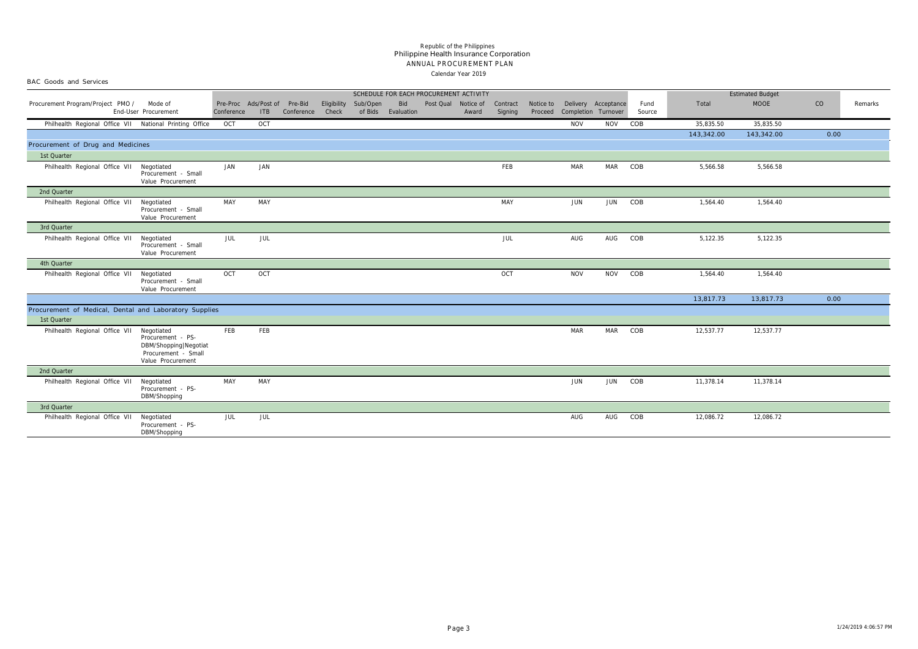Republic of the Philippines
Philippine Health Insurance Corporation
ANNUAL PROCUREMENT PLAN
Calendar Year 2019

BAC Goods and Services

| Procurement Program/Project PMO / End-User | Mode of Procurement | Pre-Proc Conference | Ads/Post of ITB | Pre-Bid Conference | Eligibility Check | Sub/Open of Bids | Bid Evaluation | Post Qual | Notice of Award | Contract Signing | Notice to Proceed | Delivery Completion | Acceptance Turnover | Fund Source | Total | MOOE | CO | Remarks |
|---|---|---|---|---|---|---|---|---|---|---|---|---|---|---|---|---|---|---|
| | | SCHEDULE FOR EACH PROCUREMENT ACTIVITY | | | | | | | | | | | | | Estimated Budget | | | |
| Philhealth Regional Office VII | National Printing Office | OCT | OCT | | | | | | | | | NOV | NOV | COB | 35,835.50 | 35,835.50 | | |
| | | | | | | | | | | | | | | | 143,342.00 | 143,342.00 | 0.00 | |
| **Procurement of Drug and Medicines** | | | | | | | | | | | | | | | | | | |
| 1st Quarter | | | | | | | | | | | | | | | | | | |
| Philhealth Regional Office VII | Negotiated Procurement - Small Value Procurement | JAN | JAN | | | | | | | FEB | | MAR | MAR | COB | 5,566.58 | 5,566.58 | | |
| 2nd Quarter | | | | | | | | | | | | | | | | | | |
| Philhealth Regional Office VII | Negotiated Procurement - Small Value Procurement | MAY | MAY | | | | | | | MAY | | JUN | JUN | COB | 1,564.40 | 1,564.40 | | |
| 3rd Quarter | | | | | | | | | | | | | | | | | | |
| Philhealth Regional Office VII | Negotiated Procurement - Small Value Procurement | JUL | JUL | | | | | | | JUL | | AUG | AUG | COB | 5,122.35 | 5,122.35 | | |
| 4th Quarter | | | | | | | | | | | | | | | | | | |
| Philhealth Regional Office VII | Negotiated Procurement - Small Value Procurement | OCT | OCT | | | | | | | OCT | | NOV | NOV | COB | 1,564.40 | 1,564.40 | | |
| | | | | | | | | | | | | | | | 13,817.73 | 13,817.73 | 0.00 | |
| **Procurement of Medical, Dental and Laboratory Supplies** | | | | | | | | | | | | | | | | | | |
| 1st Quarter | | | | | | | | | | | | | | | | | | |
| Philhealth Regional Office VII | Negotiated Procurement - PS-DBM/Shopping\|Negotiated Procurement - Small Value Procurement | FEB | FEB | | | | | | | | | MAR | MAR | COB | 12,537.77 | 12,537.77 | | |
| 2nd Quarter | | | | | | | | | | | | | | | | | | |
| Philhealth Regional Office VII | Negotiated Procurement - PS-DBM/Shopping | MAY | MAY | | | | | | | | | JUN | JUN | COB | 11,378.14 | 11,378.14 | | |
| 3rd Quarter | | | | | | | | | | | | | | | | | | |
| Philhealth Regional Office VII | Negotiated Procurement - PS-DBM/Shopping | JUL | JUL | | | | | | | | | AUG | AUG | COB | 12,086.72 | 12,086.72 | | |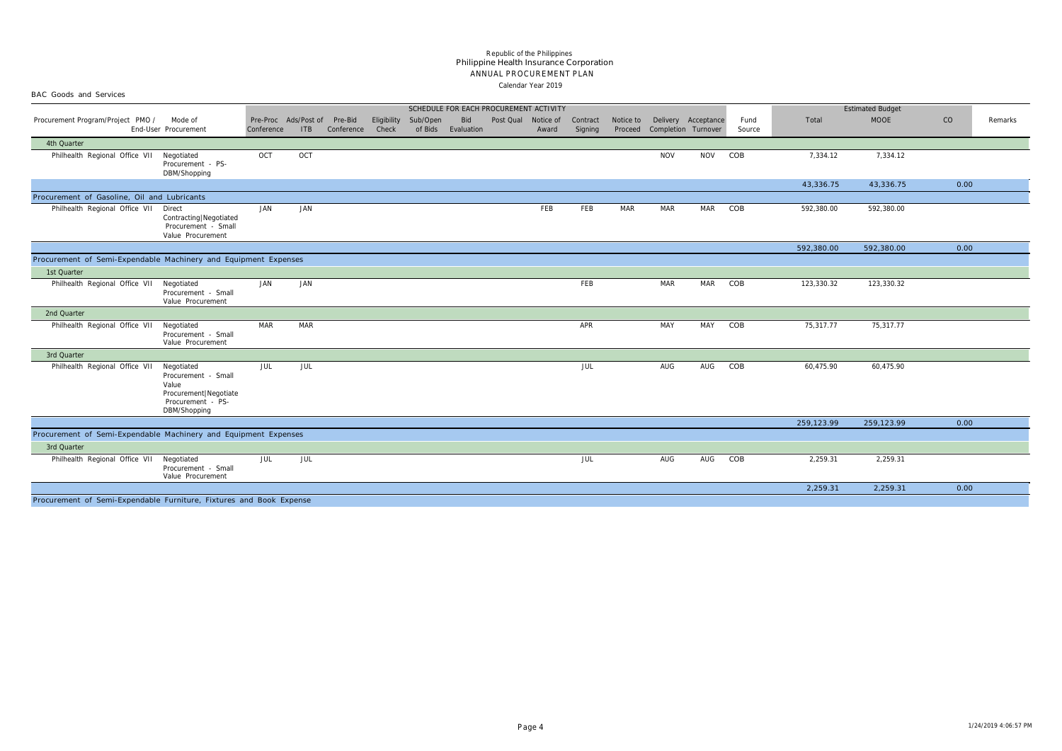Republic of the Philippines
Philippine Health Insurance Corporation
ANNUAL PROCUREMENT PLAN
Calendar Year 2019

BAC Goods and Services

| Procurement Program/Project PMO / End-User | Mode of Procurement | SCHEDULE FOR EACH PROCUREMENT ACTIVITY | | | | | | | | | | | | | Fund Source | Estimated Budget | | | Remarks |
|---|---|---|---|---|---|---|---|---|---|---|---|---|---|---|---|---|---|---|---|
| | | Pre-Proc Conference | Ads/Post of ITB | Pre-Bid Conference | Eligibility Check | Sub/Open of Bids | Bid Evaluation | Post Qual | Notice of Award | Contract Signing | Notice to Proceed | Delivery Completion | Acceptance Turnover | | | Total | MOOE | CO | |
| 4th Quarter | | | | | | | | | | | | | | | | | | | |
| Philhealth Regional Office VII | Negotiated Procurement - PS-DBM/Shopping | OCT | OCT | | | | | | | | | NOV | NOV | | COB | 7,334.12 | 7,334.12 | | |
| | | | | | | | | | | | | | | | | 43,336.75 | 43,336.75 | 0.00 | |
| Procurement of Gasoline, Oil and Lubricants | | | | | | | | | | | | | | | | | | | |
| Philhealth Regional Office VII | Direct Contracting\|Negotiated Procurement - Small Value Procurement | JAN | JAN | | | | | | FEB | FEB | MAR | MAR | MAR | | COB | 592,380.00 | 592,380.00 | | |
| | | | | | | | | | | | | | | | | 592,380.00 | 592,380.00 | 0.00 | |
| Procurement of Semi-Expendable Machinery and Equipment Expenses | | | | | | | | | | | | | | | | | | | |
| 1st Quarter | | | | | | | | | | | | | | | | | | | |
| Philhealth Regional Office VII | Negotiated Procurement - Small Value Procurement | JAN | JAN | | | | | | | FEB | | MAR | MAR | | COB | 123,330.32 | 123,330.32 | | |
| 2nd Quarter | | | | | | | | | | | | | | | | | | | |
| Philhealth Regional Office VII | Negotiated Procurement - Small Value Procurement | MAR | MAR | | | | | | | APR | | MAY | MAY | | COB | 75,317.77 | 75,317.77 | | |
| 3rd Quarter | | | | | | | | | | | | | | | | | | | |
| Philhealth Regional Office VII | Negotiated Procurement - Small Value Procurement\|Negotiate Procurement - PS-DBM/Shopping | JUL | JUL | | | | | | | JUL | | AUG | AUG | | COB | 60,475.90 | 60,475.90 | | |
| | | | | | | | | | | | | | | | | 259,123.99 | 259,123.99 | 0.00 | |
| Procurement of Semi-Expendable Machinery and Equipment Expenses | | | | | | | | | | | | | | | | | | | |
| 3rd Quarter | | | | | | | | | | | | | | | | | | | |
| Philhealth Regional Office VII | Negotiated Procurement - Small Value Procurement | JUL | JUL | | | | | | | JUL | | AUG | AUG | | COB | 2,259.31 | 2,259.31 | | |
| | | | | | | | | | | | | | | | | 2,259.31 | 2,259.31 | 0.00 | |
| Procurement of Semi-Expendable Furniture, Fixtures and Book Expense | | | | | | | | | | | | | | | | | | | |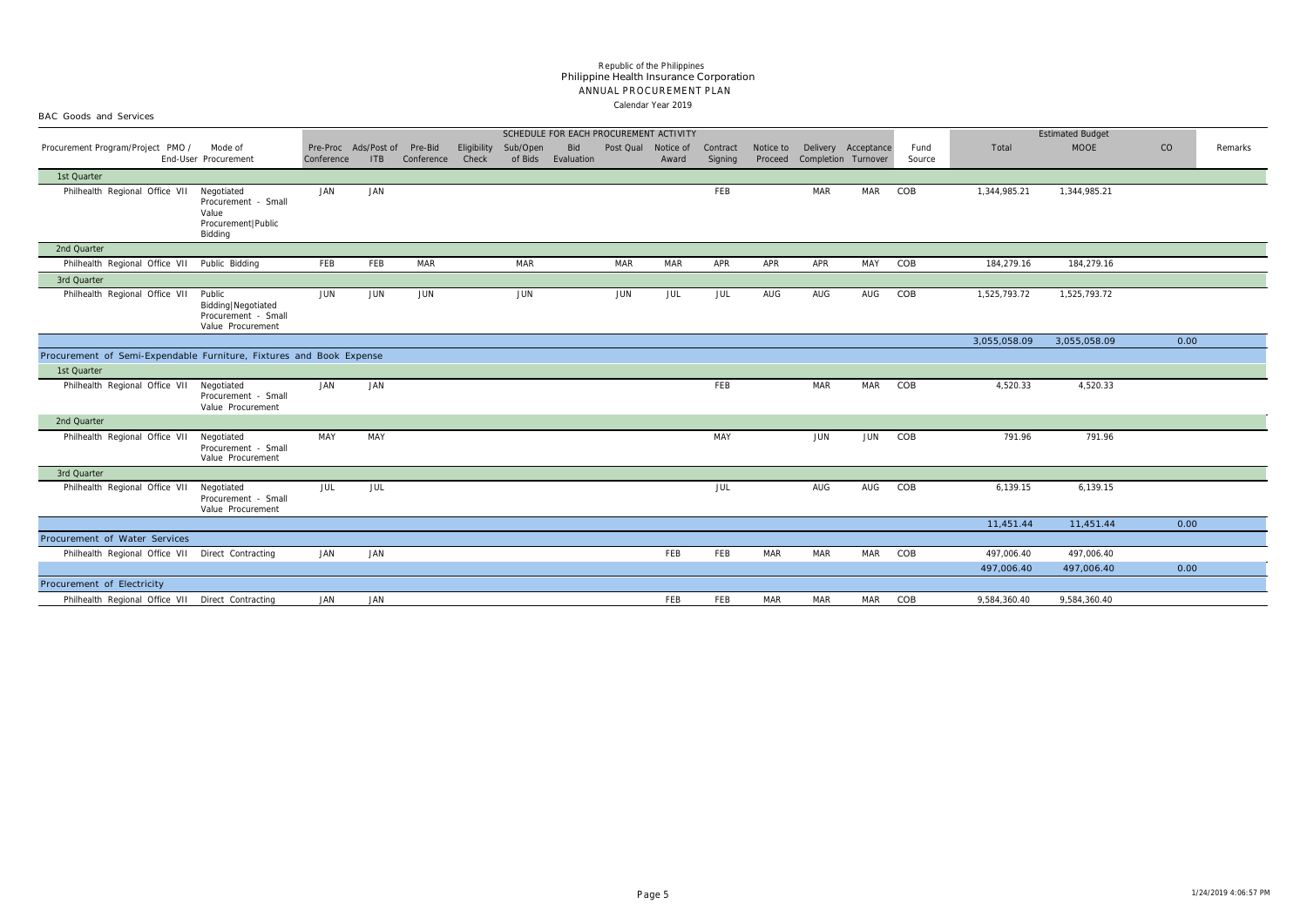Republic of the Philippines
Philippine Health Insurance Corporation
ANNUAL PROCUREMENT PLAN
Calendar Year 2019

BAC Goods and Services

| Procurement Program/Project PMO / End-User | Mode of Procurement | SCHEDULE FOR EACH PROCUREMENT ACTIVITY | | | | | | | | | | | | | Fund Source | Estimated Budget | | | Remarks |
|---|---|---|---|---|---|---|---|---|---|---|---|---|---|---|---|---|---|---|---|
| | | Pre-Proc Conference | Ads/Post of ITB | Pre-Bid Conference | Eligibility Check | Sub/Open of Bids | Bid Evaluation | Post Qual | Notice of Award | Contract Signing | Notice to Proceed | Delivery Completion | Acceptance Turnover | | | Total | MOOE | CO | |
| 1st Quarter | | | | | | | | | | | | | | | | | | | |
| Philhealth Regional Office VII | Negotiated Procurement - Small Value Procurement\|Public Bidding | JAN | JAN | | | | | | | FEB | | MAR | MAR | | COB | 1,344,985.21 | 1,344,985.21 | | |
| 2nd Quarter | | | | | | | | | | | | | | | | | | | |
| Philhealth Regional Office VII | Public Bidding | FEB | FEB | MAR | | MAR | | MAR | MAR | APR | APR | APR | MAY | | COB | 184,279.16 | 184,279.16 | | |
| 3rd Quarter | | | | | | | | | | | | | | | | | | | |
| Philhealth Regional Office VII | Public Bidding\|Negotiated Procurement - Small Value Procurement | JUN | JUN | JUN | | JUN | | JUN | JUL | JUL | AUG | AUG | AUG | | COB | 1,525,793.72 | 1,525,793.72 | | |
| | | | | | | | | | | | | | | | | 3,055,058.09 | 3,055,058.09 | 0.00 | |
| Procurement of Semi-Expendable Furniture, Fixtures and Book Expense | | | | | | | | | | | | | | | | | | | |
| 1st Quarter | | | | | | | | | | | | | | | | | | | |
| Philhealth Regional Office VII | Negotiated Procurement - Small Value Procurement | JAN | JAN | | | | | | | FEB | | MAR | MAR | | COB | 4,520.33 | 4,520.33 | | |
| 2nd Quarter | | | | | | | | | | | | | | | | | | | |
| Philhealth Regional Office VII | Negotiated Procurement - Small Value Procurement | MAY | MAY | | | | | | | MAY | | JUN | JUN | | COB | 791.96 | 791.96 | | |
| 3rd Quarter | | | | | | | | | | | | | | | | | | | |
| Philhealth Regional Office VII | Negotiated Procurement - Small Value Procurement | JUL | JUL | | | | | | | JUL | | AUG | AUG | | COB | 6,139.15 | 6,139.15 | | |
| | | | | | | | | | | | | | | | | 11,451.44 | 11,451.44 | 0.00 | |
| Procurement of Water Services | | | | | | | | | | | | | | | | | | | |
| Philhealth Regional Office VII | Direct Contracting | JAN | JAN | | | | | | FEB | FEB | MAR | MAR | MAR | | COB | 497,006.40 | 497,006.40 | | |
| | | | | | | | | | | | | | | | | 497,006.40 | 497,006.40 | 0.00 | |
| Procurement of Electricity | | | | | | | | | | | | | | | | | | | |
| Philhealth Regional Office VII | Direct Contracting | JAN | JAN | | | | | | FEB | FEB | MAR | MAR | MAR | | COB | 9,584,360.40 | 9,584,360.40 | | |

1/24/2019 4:06:57 PM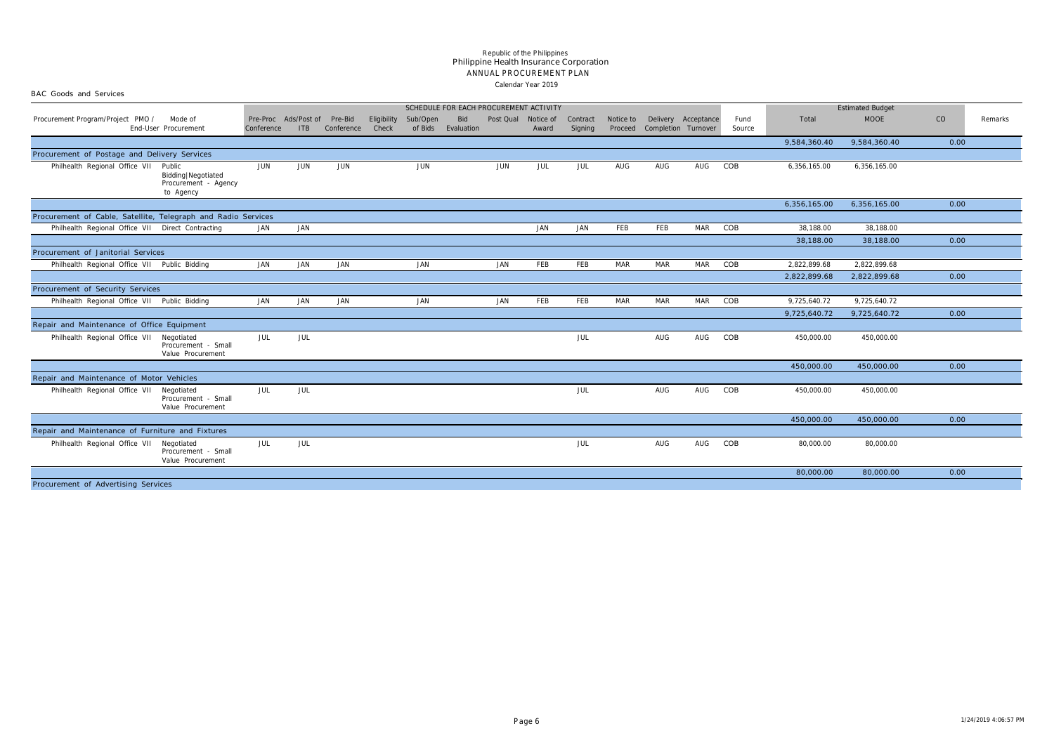Republic of the Philippines
Philippine Health Insurance Corporation
ANNUAL PROCUREMENT PLAN
Calendar Year 2019

BAC Goods and Services

| Procurement Program/Project PMO / End-User | Mode of Procurement | SCHEDULE FOR EACH PROCUREMENT ACTIVITY | | | | | | | | | | | | | Fund Source | Estimated Budget | | | Remarks |
|---|---|---|---|---|---|---|---|---|---|---|---|---|---|---|---|---|---|---|---|
| | | Pre-Proc Conference | Ads/Post of ITB | Pre-Bid Conference | Eligibility Check | Sub/Open of Bids | Bid Evaluation | Post Qual | Notice of Award | Contract Signing | Notice to Proceed | Delivery Completion | Acceptance Turnover | | | Total | MOOE | CO | |
| | | | | | | | | | | | | | | | | 9,584,360.40 | 9,584,360.40 | 0.00 | |
| **Procurement of Postage and Delivery Services** | | | | | | | | | | | | | | | | | | | |
| Philhealth Regional Office VII | Public Bidding\|Negotiated Procurement - Agency to Agency | JUN | JUN | JUN | | JUN | | JUN | JUL | JUL | AUG | AUG | AUG | | COB | 6,356,165.00 | 6,356,165.00 | | |
| | | | | | | | | | | | | | | | | 6,356,165.00 | 6,356,165.00 | 0.00 | |
| **Procurement of Cable, Satellite, Telegraph and Radio Services** | | | | | | | | | | | | | | | | | | | |
| Philhealth Regional Office VII | Direct Contracting | JAN | JAN | | | | | | JAN | JAN | FEB | FEB | MAR | | COB | 38,188.00 | 38,188.00 | | |
| | | | | | | | | | | | | | | | | 38,188.00 | 38,188.00 | 0.00 | |
| **Procurement of Janitorial Services** | | | | | | | | | | | | | | | | | | | |
| Philhealth Regional Office VII | Public Bidding | JAN | JAN | JAN | | JAN | | JAN | FEB | FEB | MAR | MAR | MAR | | COB | 2,822,899.68 | 2,822,899.68 | | |
| | | | | | | | | | | | | | | | | 2,822,899.68 | 2,822,899.68 | 0.00 | |
| **Procurement of Security Services** | | | | | | | | | | | | | | | | | | | |
| Philhealth Regional Office VII | Public Bidding | JAN | JAN | JAN | | JAN | | JAN | FEB | FEB | MAR | MAR | MAR | | COB | 9,725,640.72 | 9,725,640.72 | | |
| | | | | | | | | | | | | | | | | 9,725,640.72 | 9,725,640.72 | 0.00 | |
| **Repair and Maintenance of Office Equipment** | | | | | | | | | | | | | | | | | | | |
| Philhealth Regional Office VII | Negotiated Procurement - Small Value Procurement | JUL | JUL | | | | | | | JUL | | AUG | AUG | | COB | 450,000.00 | 450,000.00 | | |
| | | | | | | | | | | | | | | | | 450,000.00 | 450,000.00 | 0.00 | |
| **Repair and Maintenance of Motor Vehicles** | | | | | | | | | | | | | | | | | | | |
| Philhealth Regional Office VII | Negotiated Procurement - Small Value Procurement | JUL | JUL | | | | | | | JUL | | AUG | AUG | | COB | 450,000.00 | 450,000.00 | | |
| | | | | | | | | | | | | | | | | 450,000.00 | 450,000.00 | 0.00 | |
| **Repair and Maintenance of Furniture and Fixtures** | | | | | | | | | | | | | | | | | | | |
| Philhealth Regional Office VII | Negotiated Procurement - Small Value Procurement | JUL | JUL | | | | | | | JUL | | AUG | AUG | | COB | 80,000.00 | 80,000.00 | | |
| | | | | | | | | | | | | | | | | 80,000.00 | 80,000.00 | 0.00 | |
| **Procurement of Advertising Services** | | | | | | | | | | | | | | | | | | | |

1/24/2019 4:06:57 PM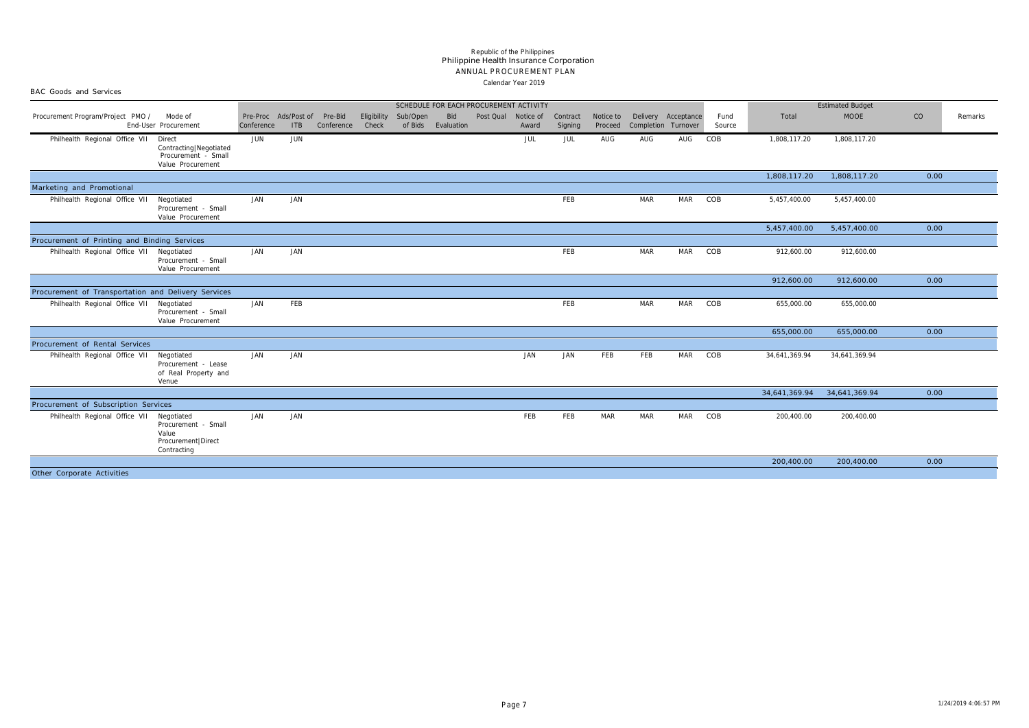Republic of the Philippines
Philippine Health Insurance Corporation
ANNUAL PROCUREMENT PLAN
Calendar Year 2019

BAC Goods and Services

| Procurement Program/Project PMO / End-User | Mode of Procurement | SCHEDULE FOR EACH PROCUREMENT ACTIVITY | | | | | | | | | | | | | Fund Source | Estimated Budget | | | Remarks |
|---|---|---|---|---|---|---|---|---|---|---|---|---|---|---|---|---|---|---|---|
| | | Pre-Proc Conference | Ads/Post of ITB | Pre-Bid Conference | Eligibility Check | Sub/Open of Bids | Bid Evaluation | Post Qual | Notice of Award | Contract Signing | Notice to Proceed | Delivery Completion | Acceptance Turnover | | | Total | MOOE | CO | |
| Philhealth Regional Office VII | Direct Contracting\|Negotiated Procurement - Small Value Procurement | JUN | JUN | | | | | | JUL | JUL | AUG | AUG | AUG | | COB | 1,808,117.20 | 1,808,117.20 | | |
| | | | | | | | | | | | | | | | | 1,808,117.20 | 1,808,117.20 | 0.00 | |
| Marketing and Promotional | | | | | | | | | | | | | | | | | | | |
| Philhealth Regional Office VII | Negotiated Procurement - Small Value Procurement | JAN | JAN | | | | | | | FEB | | MAR | MAR | | COB | 5,457,400.00 | 5,457,400.00 | | |
| | | | | | | | | | | | | | | | | 5,457,400.00 | 5,457,400.00 | 0.00 | |
| Procurement of Printing and Binding Services | | | | | | | | | | | | | | | | | | | |
| Philhealth Regional Office VII | Negotiated Procurement - Small Value Procurement | JAN | JAN | | | | | | | FEB | | MAR | MAR | | COB | 912,600.00 | 912,600.00 | | |
| | | | | | | | | | | | | | | | | 912,600.00 | 912,600.00 | 0.00 | |
| Procurement of Transportation and Delivery Services | | | | | | | | | | | | | | | | | | | |
| Philhealth Regional Office VII | Negotiated Procurement - Small Value Procurement | JAN | FEB | | | | | | | FEB | | MAR | MAR | | COB | 655,000.00 | 655,000.00 | | |
| | | | | | | | | | | | | | | | | 655,000.00 | 655,000.00 | 0.00 | |
| Procurement of Rental Services | | | | | | | | | | | | | | | | | | | |
| Philhealth Regional Office VII | Negotiated Procurement - Lease of Real Property and Venue | JAN | JAN | | | | | | JAN | JAN | FEB | FEB | MAR | | COB | 34,641,369.94 | 34,641,369.94 | | |
| | | | | | | | | | | | | | | | | 34,641,369.94 | 34,641,369.94 | 0.00 | |
| Procurement of Subscription Services | | | | | | | | | | | | | | | | | | | |
| Philhealth Regional Office VII | Negotiated Procurement - Small Value Procurement\|Direct Contracting | JAN | JAN | | | | | | FEB | FEB | MAR | MAR | MAR | | COB | 200,400.00 | 200,400.00 | | |
| | | | | | | | | | | | | | | | | 200,400.00 | 200,400.00 | 0.00 | |
| Other Corporate Activities | | | | | | | | | | | | | | | | | | | |

1/24/2019 4:06:57 PM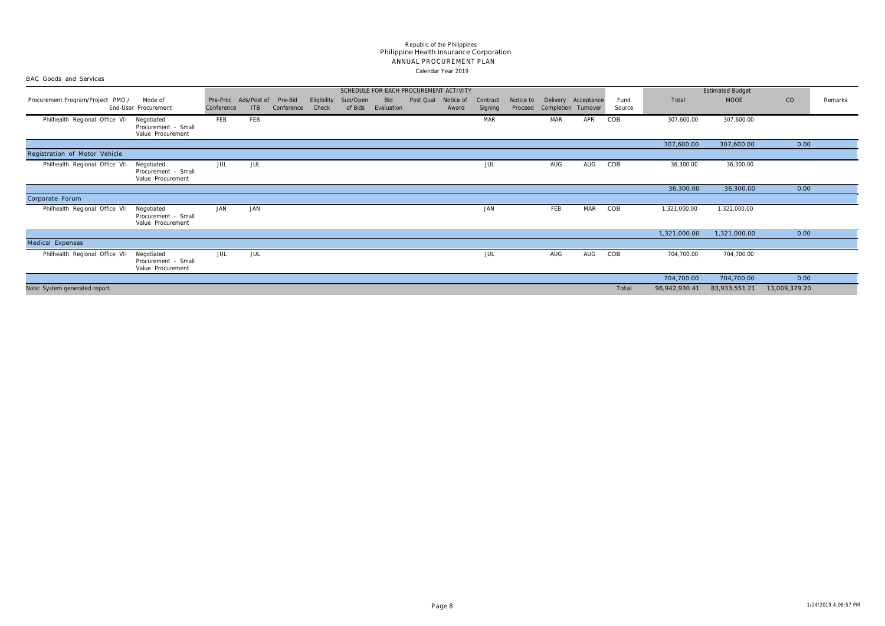Republic of the Philippines
Philippine Health Insurance Corporation
ANNUAL PROCUREMENT PLAN
Calendar Year 2019

BAC Goods and Services

| Procurement Program/Project PMO / End-User | Mode of Procurement | SCHEDULE FOR EACH PROCUREMENT ACTIVITY | | | | | | | | | | | | | Fund Source | Estimated Budget | | | Remarks |
|---|---|---|---|---|---|---|---|---|---|---|---|---|---|---|---|---|---|---|---|
| | | Pre-Proc Conference | Ads/Post of ITB | Pre-Bid Conference | Eligibility Check | Sub/Open of Bids | Bid Evaluation | Post Qual | Notice of Award | Contract Signing | Notice to Proceed | Delivery Completion | Acceptance Turnover | | | Total | MOOE | CO | |
| Philhealth Regional Office VII | Negotiated Procurement - Small Value Procurement | FEB | FEB | | | | | | | MAR | | MAR | APR | | COB | 307,600.00 | 307,600.00 | | |
| | | | | | | | | | | | | | | | | 307,600.00 | 307,600.00 | 0.00 | |
| **Registration of Motor Vehicle** | | | | | | | | | | | | | | | | | | | |
| Philhealth Regional Office VII | Negotiated Procurement - Small Value Procurement | JUL | JUL | | | | | | | JUL | | AUG | AUG | | COB | 36,300.00 | 36,300.00 | | |
| | | | | | | | | | | | | | | | | 36,300.00 | 36,300.00 | 0.00 | |
| **Corporate Forum** | | | | | | | | | | | | | | | | | | | |
| Philhealth Regional Office VII | Negotiated Procurement - Small Value Procurement | JAN | JAN | | | | | | | JAN | | FEB | MAR | | COB | 1,321,000.00 | 1,321,000.00 | | |
| | | | | | | | | | | | | | | | | 1,321,000.00 | 1,321,000.00 | 0.00 | |
| **Medical Expenses** | | | | | | | | | | | | | | | | | | | |
| Philhealth Regional Office VII | Negotiated Procurement - Small Value Procurement | JUL | JUL | | | | | | | JUL | | AUG | AUG | | COB | 704,700.00 | 704,700.00 | | |
| | | | | | | | | | | | | | | | | 704,700.00 | 704,700.00 | 0.00 | |
| Note: System generated report. | | | | | | | | | | | | | | | Total | 96,942,930.41 | 83,933,551.21 | 13,009,379.20 | |

1/24/2019 4:06:57 PM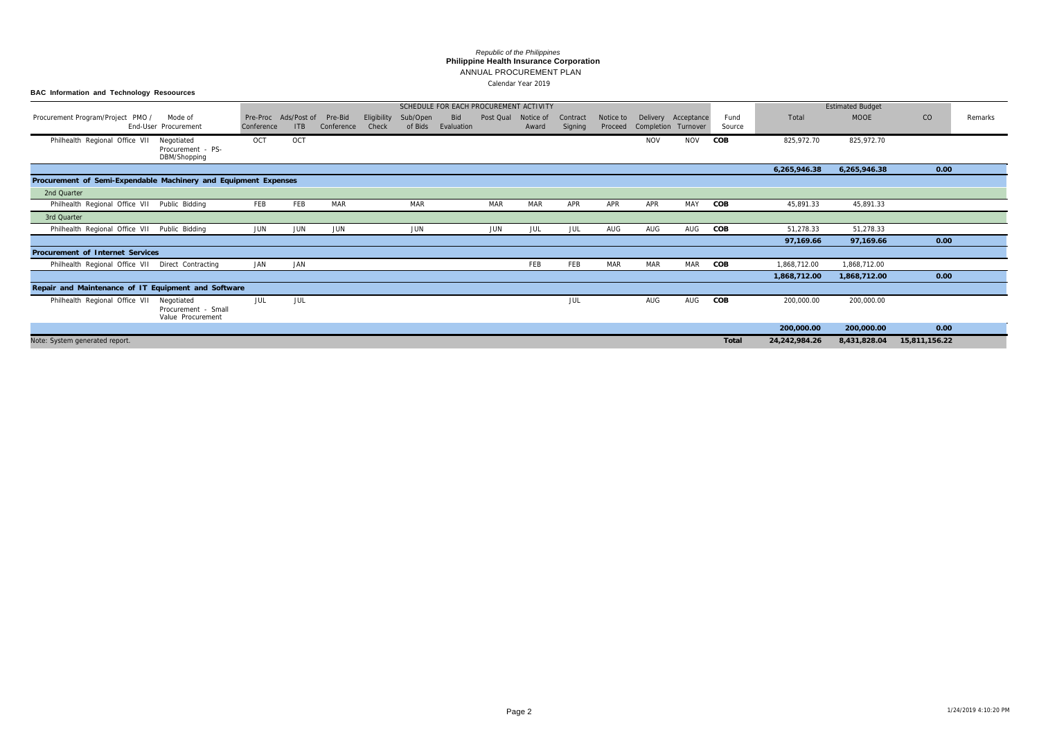*Republic of the Philippines*
**Philippine Health Insurance Corporation**
ANNUAL PROCUREMENT PLAN
Calendar Year 2019

**BAC Information and Technology Resoources**

| Procurement Program/Project PMO / | Mode of End-User Procurement | SCHEDULE FOR EACH PROCUREMENT ACTIVITY | | | | | | | | | | | | Fund Source | Estimated Budget | | | Remarks |
|---|---|---|---|---|---|---|---|---|---|---|---|---|---|---|---|---|---|---|
| | | Pre-Proc Conference | Ads/Post of ITB | Pre-Bid Conference | Eligibility Check | Sub/Open of Bids | Bid Evaluation | Post Qual | Notice of Award | Contract Signing | Notice to Proceed | Delivery Completion | Acceptance Turnover | | Total | MOOE | CO | |
| Philhealth Regional Office VII | Negotiated Procurement - PS-DBM/Shopping | OCT | OCT | | | | | | | | | NOV | NOV | **COB** | 825,972.70 | 825,972.70 | | |
| | | | | | | | | | | | | | | | **6,265,946.38** | **6,265,946.38** | **0.00** | |
| **Procurement of Semi-Expendable Machinery and Equipment Expenses** | | | | | | | | | | | | | | | | | | |
| 2nd Quarter | | | | | | | | | | | | | | | | | | |
| Philhealth Regional Office VII | Public Bidding | FEB | FEB | MAR | | MAR | | MAR | MAR | APR | APR | APR | MAY | **COB** | 45,891.33 | 45,891.33 | | |
| 3rd Quarter | | | | | | | | | | | | | | | | | | |
| Philhealth Regional Office VII | Public Bidding | JUN | JUN | JUN | | JUN | | JUN | JUL | JUL | AUG | AUG | AUG | **COB** | 51,278.33 | 51,278.33 | | |
| | | | | | | | | | | | | | | | **97,169.66** | **97,169.66** | **0.00** | |
| **Procurement of Internet Services** | | | | | | | | | | | | | | | | | | |
| Philhealth Regional Office VII | Direct Contracting | JAN | JAN | | | | | | FEB | FEB | MAR | MAR | MAR | **COB** | 1,868,712.00 | 1,868,712.00 | | |
| | | | | | | | | | | | | | | | **1,868,712.00** | **1,868,712.00** | **0.00** | |
| **Repair and Maintenance of IT Equipment and Software** | | | | | | | | | | | | | | | | | | |
| Philhealth Regional Office VII | Negotiated Procurement - Small Value Procurement | JUL | JUL | | | | | | | JUL | | AUG | AUG | **COB** | 200,000.00 | 200,000.00 | | |
| | | | | | | | | | | | | | | | **200,000.00** | **200,000.00** | **0.00** | |
| Note: System generated report. | | | | | | | | | | | | | | **Total** | **24,242,984.26** | **8,431,828.04** | **15,811,156.22** | |

1/24/2019 4:10:20 PM